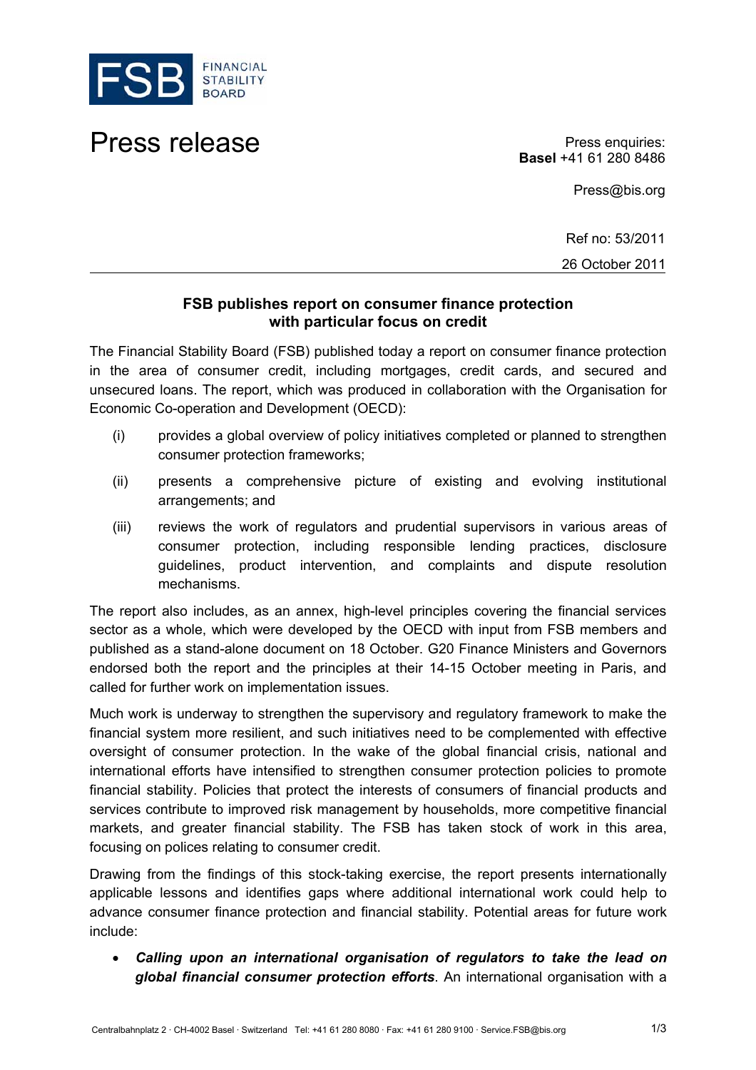FSB FINANCIAL STABILITY BOARD

# Press release

Press enquiries:
**Basel** +41 61 280 8486

Press@bis.org

Ref no: 53/2011

26 October 2011

## FSB publishes report on consumer finance protection with particular focus on credit

The Financial Stability Board (FSB) published today a report on consumer finance protection in the area of consumer credit, including mortgages, credit cards, and secured and unsecured loans. The report, which was produced in collaboration with the Organisation for Economic Co-operation and Development (OECD):

(i) provides a global overview of policy initiatives completed or planned to strengthen consumer protection frameworks;

(ii) presents a comprehensive picture of existing and evolving institutional arrangements; and

(iii) reviews the work of regulators and prudential supervisors in various areas of consumer protection, including responsible lending practices, disclosure guidelines, product intervention, and complaints and dispute resolution mechanisms.

The report also includes, as an annex, high-level principles covering the financial services sector as a whole, which were developed by the OECD with input from FSB members and published as a stand-alone document on 18 October. G20 Finance Ministers and Governors endorsed both the report and the principles at their 14-15 October meeting in Paris, and called for further work on implementation issues.

Much work is underway to strengthen the supervisory and regulatory framework to make the financial system more resilient, and such initiatives need to be complemented with effective oversight of consumer protection. In the wake of the global financial crisis, national and international efforts have intensified to strengthen consumer protection policies to promote financial stability. Policies that protect the interests of consumers of financial products and services contribute to improved risk management by households, more competitive financial markets, and greater financial stability. The FSB has taken stock of work in this area, focusing on polices relating to consumer credit.

Drawing from the findings of this stock-taking exercise, the report presents internationally applicable lessons and identifies gaps where additional international work could help to advance consumer finance protection and financial stability. Potential areas for future work include:

- ***Calling upon an international organisation of regulators to take the lead on global financial consumer protection efforts***. An international organisation with a

Centralbahnplatz 2 · CH-4002 Basel · Switzerland Tel: +41 61 280 8080 · Fax: +41 61 280 9100 · Service.FSB@bis.org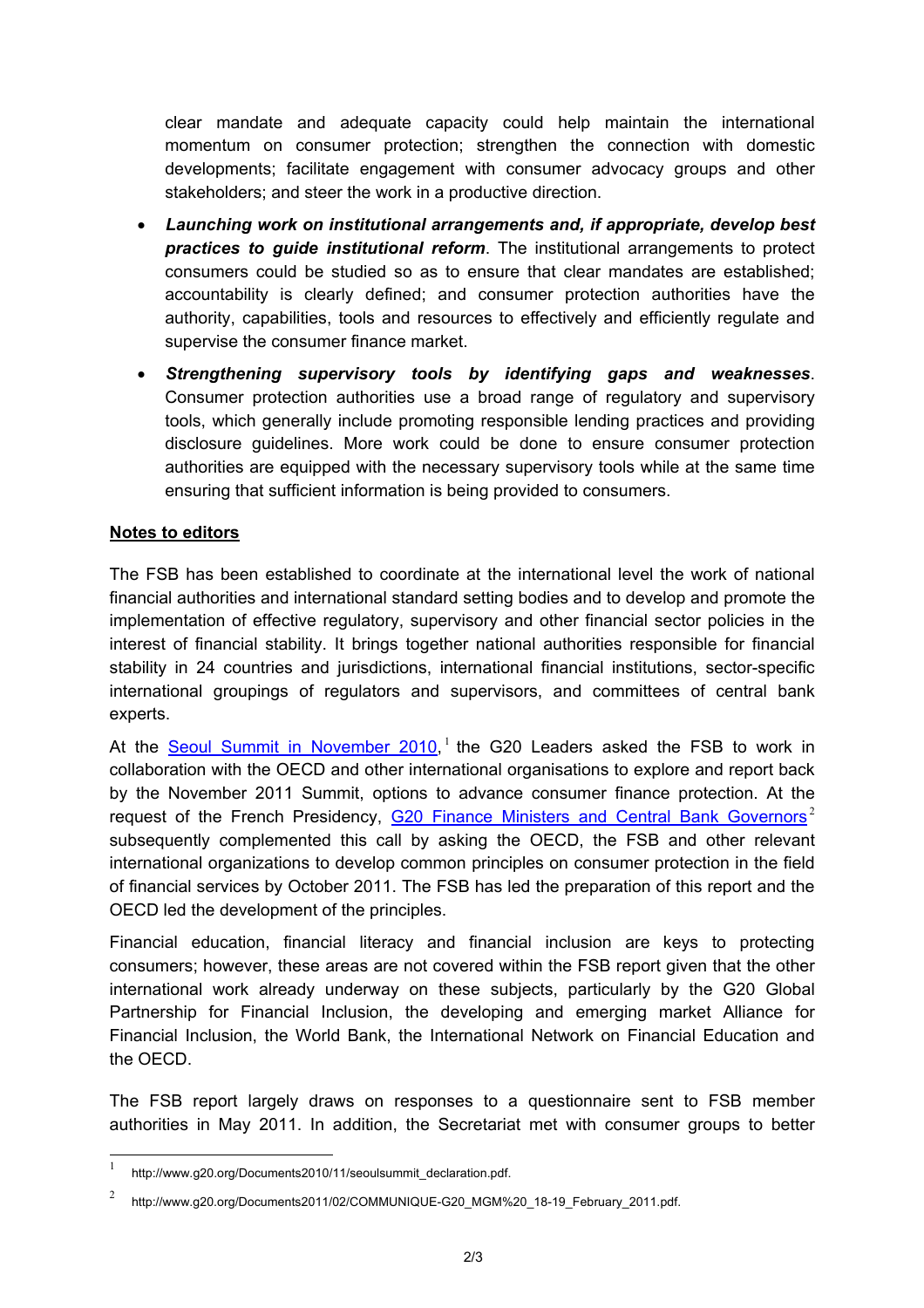clear mandate and adequate capacity could help maintain the international momentum on consumer protection; strengthen the connection with domestic developments; facilitate engagement with consumer advocacy groups and other stakeholders; and steer the work in a productive direction.

- ***Launching work on institutional arrangements and, if appropriate, develop best practices to guide institutional reform***. The institutional arrangements to protect consumers could be studied so as to ensure that clear mandates are established; accountability is clearly defined; and consumer protection authorities have the authority, capabilities, tools and resources to effectively and efficiently regulate and supervise the consumer finance market.
- ***Strengthening supervisory tools by identifying gaps and weaknesses***. Consumer protection authorities use a broad range of regulatory and supervisory tools, which generally include promoting responsible lending practices and providing disclosure guidelines. More work could be done to ensure consumer protection authorities are equipped with the necessary supervisory tools while at the same time ensuring that sufficient information is being provided to consumers.

**Notes to editors**

The FSB has been established to coordinate at the international level the work of national financial authorities and international standard setting bodies and to develop and promote the implementation of effective regulatory, supervisory and other financial sector policies in the interest of financial stability. It brings together national authorities responsible for financial stability in 24 countries and jurisdictions, international financial institutions, sector-specific international groupings of regulators and supervisors, and committees of central bank experts.

At the Seoul Summit in November 2010,[1] the G20 Leaders asked the FSB to work in collaboration with the OECD and other international organisations to explore and report back by the November 2011 Summit, options to advance consumer finance protection. At the request of the French Presidency, G20 Finance Ministers and Central Bank Governors[2] subsequently complemented this call by asking the OECD, the FSB and other relevant international organizations to develop common principles on consumer protection in the field of financial services by October 2011. The FSB has led the preparation of this report and the OECD led the development of the principles.

Financial education, financial literacy and financial inclusion are keys to protecting consumers; however, these areas are not covered within the FSB report given that the other international work already underway on these subjects, particularly by the G20 Global Partnership for Financial Inclusion, the developing and emerging market Alliance for Financial Inclusion, the World Bank, the International Network on Financial Education and the OECD.

The FSB report largely draws on responses to a questionnaire sent to FSB member authorities in May 2011. In addition, the Secretariat met with consumer groups to better

[1] http://www.g20.org/Documents2010/11/seoulsummit_declaration.pdf.

[2] http://www.g20.org/Documents2011/02/COMMUNIQUE-G20_MGM%20_18-19_February_2011.pdf.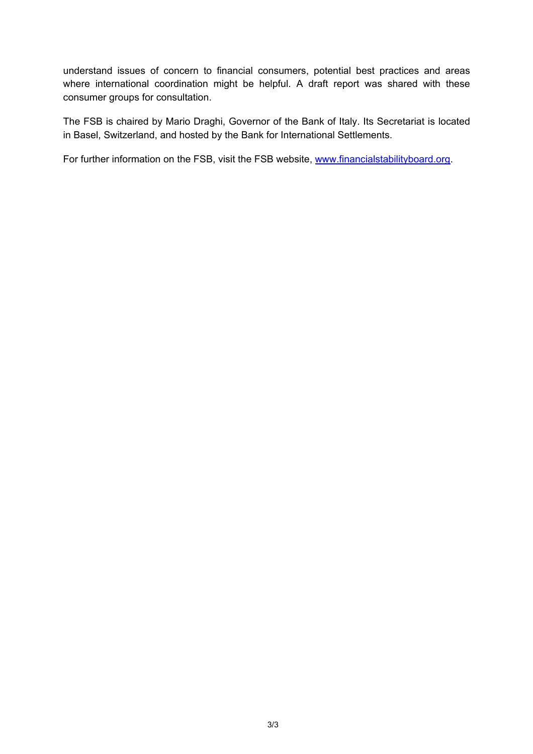understand issues of concern to financial consumers, potential best practices and areas where international coordination might be helpful. A draft report was shared with these consumer groups for consultation.

The FSB is chaired by Mario Draghi, Governor of the Bank of Italy. Its Secretariat is located in Basel, Switzerland, and hosted by the Bank for International Settlements.

For further information on the FSB, visit the FSB website, [www.financialstabilityboard.org](http://www.financialstabilityboard.org).